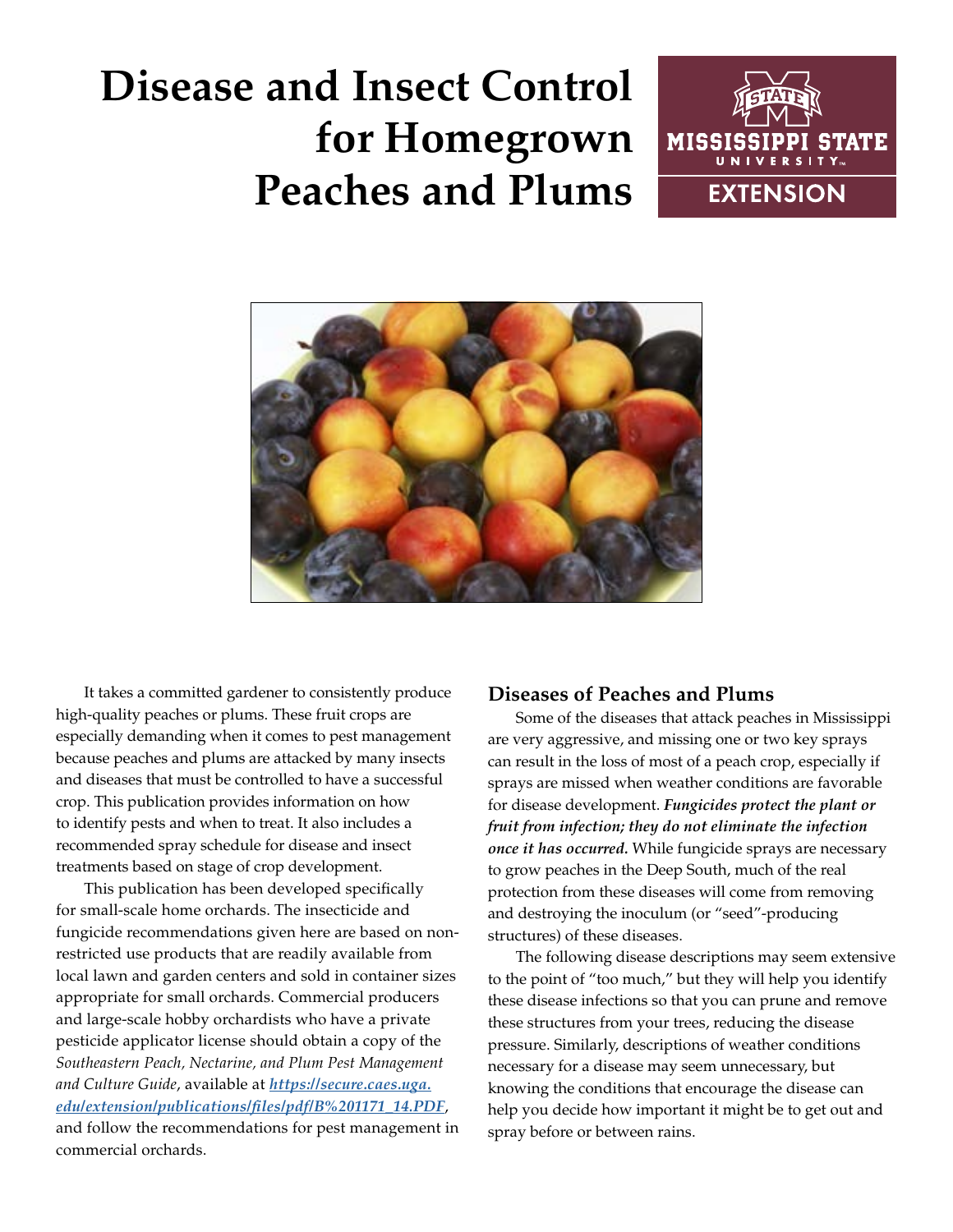# Disease and Insect Control for Homegrown Peaches and Plums

It takes a committed gardener to consistently produce high-quality peaches or plums. These fruit crops are especially demanding when it comes to pest management because peaches and plums are attacked by many insects and diseases that must be controlled to have a successful crop. This publication provides information on how to identify pests and when to treat. It also includes a recommended spray schedule for disease and insect treatments based on stage of crop development.

This publication has been developed specifically for small-scale home orchards. The insecticide and fungicide recommendations given here are based on non-restricted use products that are readily available from local lawn and garden centers and sold in container sizes appropriate for small orchards. Commercial producers and large-scale hobby orchardists who have a private pesticide applicator license should obtain a copy of the *Southeastern Peach, Nectarine, and Plum Pest Management and Culture Guide*, available at ***https://secure.caes.uga.edu/extension/publications/files/pdf/B%201171_14.PDF***, and follow the recommendations for pest management in commercial orchards.

## Diseases of Peaches and Plums

Some of the diseases that attack peaches in Mississippi are very aggressive, and missing one or two key sprays can result in the loss of most of a peach crop, especially if sprays are missed when weather conditions are favorable for disease development. ***Fungicides protect the plant or fruit from infection; they do not eliminate the infection once it has occurred.*** While fungicide sprays are necessary to grow peaches in the Deep South, much of the real protection from these diseases will come from removing and destroying the inoculum (or "seed"-producing structures) of these diseases.

The following disease descriptions may seem extensive to the point of "too much," but they will help you identify these disease infections so that you can prune and remove these structures from your trees, reducing the disease pressure. Similarly, descriptions of weather conditions necessary for a disease may seem unnecessary, but knowing the conditions that encourage the disease can help you decide how important it might be to get out and spray before or between rains.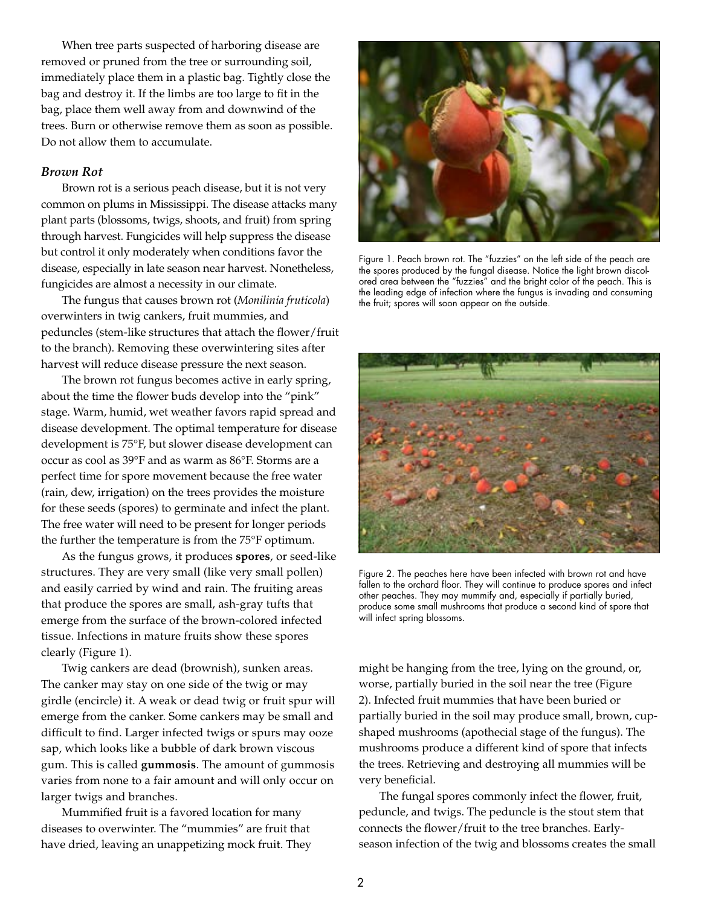When tree parts suspected of harboring disease are removed or pruned from the tree or surrounding soil, immediately place them in a plastic bag. Tightly close the bag and destroy it. If the limbs are too large to fit in the bag, place them well away from and downwind of the trees. Burn or otherwise remove them as soon as possible. Do not allow them to accumulate.

### *Brown Rot*

Brown rot is a serious peach disease, but it is not very common on plums in Mississippi. The disease attacks many plant parts (blossoms, twigs, shoots, and fruit) from spring through harvest. Fungicides will help suppress the disease but control it only moderately when conditions favor the disease, especially in late season near harvest. Nonetheless, fungicides are almost a necessity in our climate.

The fungus that causes brown rot (*Monilinia fruticola*) overwinters in twig cankers, fruit mummies, and peduncles (stem-like structures that attach the flower/fruit to the branch). Removing these overwintering sites after harvest will reduce disease pressure the next season.

The brown rot fungus becomes active in early spring, about the time the flower buds develop into the "pink" stage. Warm, humid, wet weather favors rapid spread and disease development. The optimal temperature for disease development is 75°F, but slower disease development can occur as cool as 39°F and as warm as 86°F. Storms are a perfect time for spore movement because the free water (rain, dew, irrigation) on the trees provides the moisture for these seeds (spores) to germinate and infect the plant. The free water will need to be present for longer periods the further the temperature is from the 75°F optimum.

As the fungus grows, it produces **spores**, or seed-like structures. They are very small (like very small pollen) and easily carried by wind and rain. The fruiting areas that produce the spores are small, ash-gray tufts that emerge from the surface of the brown-colored infected tissue. Infections in mature fruits show these spores clearly (Figure 1).

Twig cankers are dead (brownish), sunken areas. The canker may stay on one side of the twig or may girdle (encircle) it. A weak or dead twig or fruit spur will emerge from the canker. Some cankers may be small and difficult to find. Larger infected twigs or spurs may ooze sap, which looks like a bubble of dark brown viscous gum. This is called **gummosis**. The amount of gummosis varies from none to a fair amount and will only occur on larger twigs and branches.

Mummified fruit is a favored location for many diseases to overwinter. The "mummies" are fruit that have dried, leaving an unappetizing mock fruit. They might be hanging from the tree, lying on the ground, or, worse, partially buried in the soil near the tree (Figure 2). Infected fruit mummies that have been buried or partially buried in the soil may produce small, brown, cup-shaped mushrooms (apothecial stage of the fungus). The mushrooms produce a different kind of spore that infects the trees. Retrieving and destroying all mummies will be very beneficial.

The fungal spores commonly infect the flower, fruit, peduncle, and twigs. The peduncle is the stout stem that connects the flower/fruit to the tree branches. Early-season infection of the twig and blossoms creates the small

Figure 1. Peach brown rot. The "fuzzies" on the left side of the peach are the spores produced by the fungal disease. Notice the light brown discolored area between the "fuzzies" and the bright color of the peach. This is the leading edge of infection where the fungus is invading and consuming the fruit; spores will soon appear on the outside.

Figure 2. The peaches here have been infected with brown rot and have fallen to the orchard floor. They will continue to produce spores and infect other peaches. They may mummify and, especially if partially buried, produce some small mushrooms that produce a second kind of spore that will infect spring blossoms.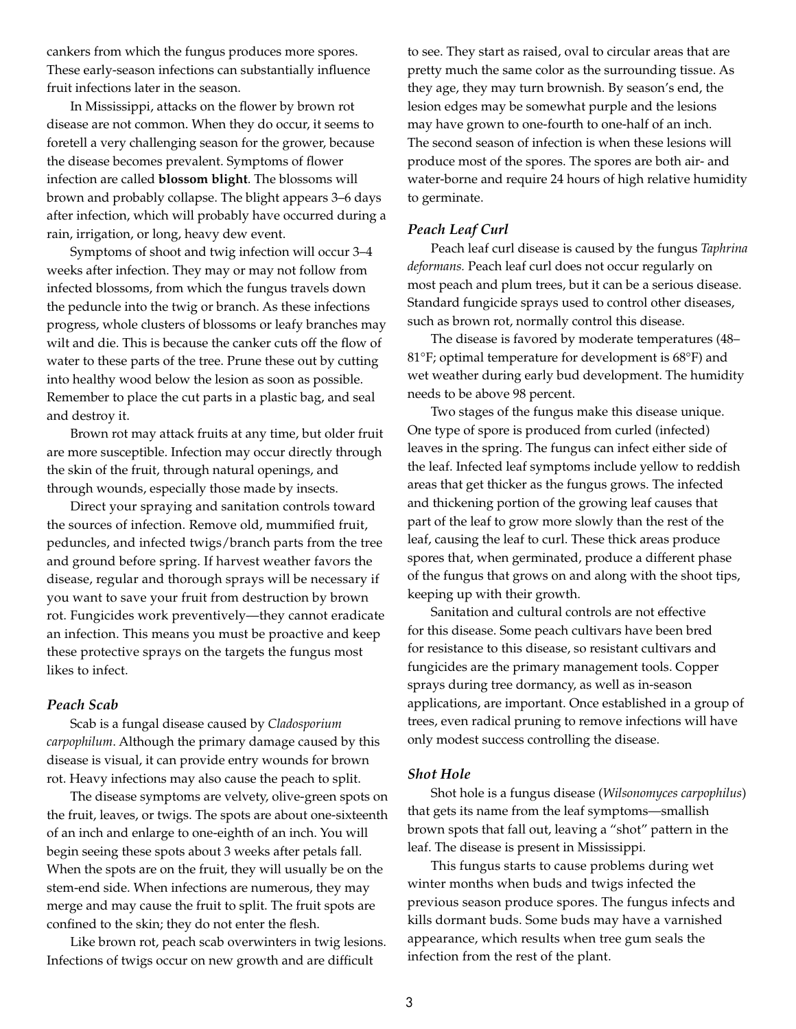cankers from which the fungus produces more spores. These early-season infections can substantially influence fruit infections later in the season.

In Mississippi, attacks on the flower by brown rot disease are not common. When they do occur, it seems to foretell a very challenging season for the grower, because the disease becomes prevalent. Symptoms of flower infection are called **blossom blight**. The blossoms will brown and probably collapse. The blight appears 3–6 days after infection, which will probably have occurred during a rain, irrigation, or long, heavy dew event.

Symptoms of shoot and twig infection will occur 3–4 weeks after infection. They may or may not follow from infected blossoms, from which the fungus travels down the peduncle into the twig or branch. As these infections progress, whole clusters of blossoms or leafy branches may wilt and die. This is because the canker cuts off the flow of water to these parts of the tree. Prune these out by cutting into healthy wood below the lesion as soon as possible. Remember to place the cut parts in a plastic bag, and seal and destroy it.

Brown rot may attack fruits at any time, but older fruit are more susceptible. Infection may occur directly through the skin of the fruit, through natural openings, and through wounds, especially those made by insects.

Direct your spraying and sanitation controls toward the sources of infection. Remove old, mummified fruit, peduncles, and infected twigs/branch parts from the tree and ground before spring. If harvest weather favors the disease, regular and thorough sprays will be necessary if you want to save your fruit from destruction by brown rot. Fungicides work preventively—they cannot eradicate an infection. This means you must be proactive and keep these protective sprays on the targets the fungus most likes to infect.

### *Peach Scab*

Scab is a fungal disease caused by *Cladosporium carpophilum*. Although the primary damage caused by this disease is visual, it can provide entry wounds for brown rot. Heavy infections may also cause the peach to split.

The disease symptoms are velvety, olive-green spots on the fruit, leaves, or twigs. The spots are about one-sixteenth of an inch and enlarge to one-eighth of an inch. You will begin seeing these spots about 3 weeks after petals fall. When the spots are on the fruit, they will usually be on the stem-end side. When infections are numerous, they may merge and may cause the fruit to split. The fruit spots are confined to the skin; they do not enter the flesh.

Like brown rot, peach scab overwinters in twig lesions. Infections of twigs occur on new growth and are difficult to see. They start as raised, oval to circular areas that are pretty much the same color as the surrounding tissue. As they age, they may turn brownish. By season's end, the lesion edges may be somewhat purple and the lesions may have grown to one-fourth to one-half of an inch. The second season of infection is when these lesions will produce most of the spores. The spores are both air- and water-borne and require 24 hours of high relative humidity to germinate.

### *Peach Leaf Curl*

Peach leaf curl disease is caused by the fungus *Taphrina deformans.* Peach leaf curl does not occur regularly on most peach and plum trees, but it can be a serious disease. Standard fungicide sprays used to control other diseases, such as brown rot, normally control this disease.

The disease is favored by moderate temperatures (48–81°F; optimal temperature for development is 68°F) and wet weather during early bud development. The humidity needs to be above 98 percent.

Two stages of the fungus make this disease unique. One type of spore is produced from curled (infected) leaves in the spring. The fungus can infect either side of the leaf. Infected leaf symptoms include yellow to reddish areas that get thicker as the fungus grows. The infected and thickening portion of the growing leaf causes that part of the leaf to grow more slowly than the rest of the leaf, causing the leaf to curl. These thick areas produce spores that, when germinated, produce a different phase of the fungus that grows on and along with the shoot tips, keeping up with their growth.

Sanitation and cultural controls are not effective for this disease. Some peach cultivars have been bred for resistance to this disease, so resistant cultivars and fungicides are the primary management tools. Copper sprays during tree dormancy, as well as in-season applications, are important. Once established in a group of trees, even radical pruning to remove infections will have only modest success controlling the disease.

### *Shot Hole*

Shot hole is a fungus disease (*Wilsonomyces carpophilus*) that gets its name from the leaf symptoms—smallish brown spots that fall out, leaving a "shot" pattern in the leaf. The disease is present in Mississippi.

This fungus starts to cause problems during wet winter months when buds and twigs infected the previous season produce spores. The fungus infects and kills dormant buds. Some buds may have a varnished appearance, which results when tree gum seals the infection from the rest of the plant.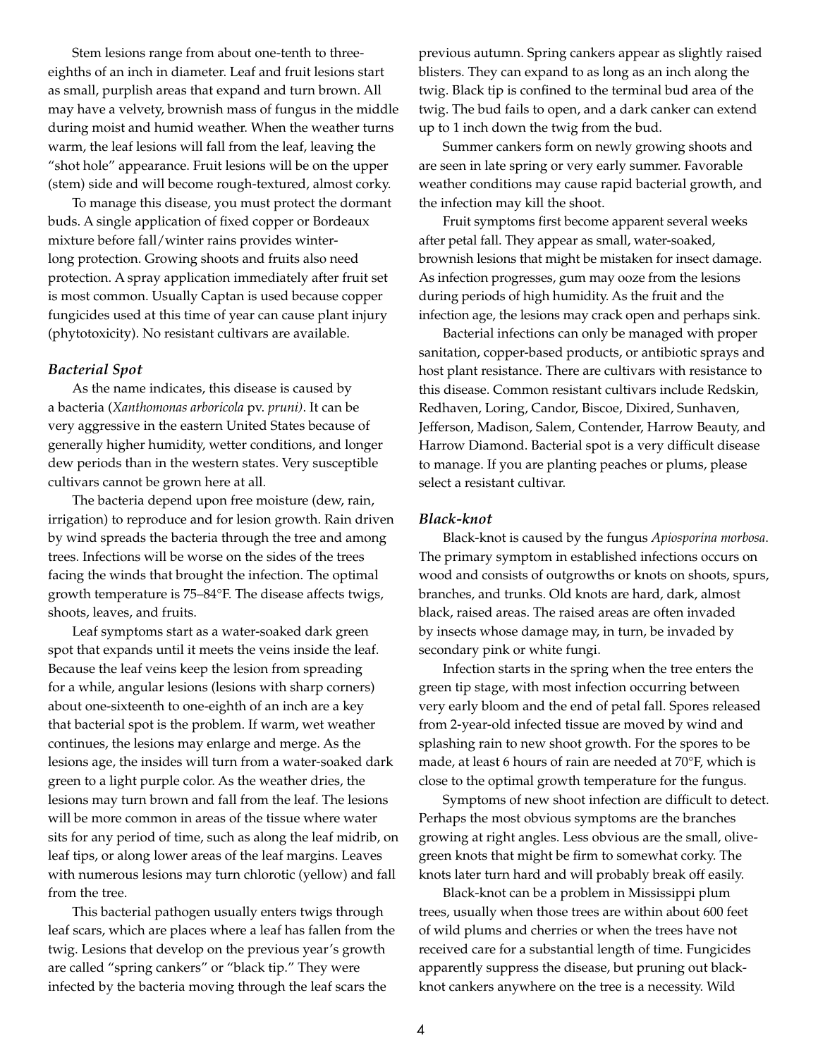Stem lesions range from about one-tenth to three-eighths of an inch in diameter. Leaf and fruit lesions start as small, purplish areas that expand and turn brown. All may have a velvety, brownish mass of fungus in the middle during moist and humid weather. When the weather turns warm, the leaf lesions will fall from the leaf, leaving the "shot hole" appearance. Fruit lesions will be on the upper (stem) side and will become rough-textured, almost corky.

To manage this disease, you must protect the dormant buds. A single application of fixed copper or Bordeaux mixture before fall/winter rains provides winter-long protection. Growing shoots and fruits also need protection. A spray application immediately after fruit set is most common. Usually Captan is used because copper fungicides used at this time of year can cause plant injury (phytotoxicity). No resistant cultivars are available.

### *Bacterial Spot*

As the name indicates, this disease is caused by a bacteria (*Xanthomonas arboricola* pv. *pruni)*. It can be very aggressive in the eastern United States because of generally higher humidity, wetter conditions, and longer dew periods than in the western states. Very susceptible cultivars cannot be grown here at all.

The bacteria depend upon free moisture (dew, rain, irrigation) to reproduce and for lesion growth. Rain driven by wind spreads the bacteria through the tree and among trees. Infections will be worse on the sides of the trees facing the winds that brought the infection. The optimal growth temperature is 75–84°F. The disease affects twigs, shoots, leaves, and fruits.

Leaf symptoms start as a water-soaked dark green spot that expands until it meets the veins inside the leaf. Because the leaf veins keep the lesion from spreading for a while, angular lesions (lesions with sharp corners) about one-sixteenth to one-eighth of an inch are a key that bacterial spot is the problem. If warm, wet weather continues, the lesions may enlarge and merge. As the lesions age, the insides will turn from a water-soaked dark green to a light purple color. As the weather dries, the lesions may turn brown and fall from the leaf. The lesions will be more common in areas of the tissue where water sits for any period of time, such as along the leaf midrib, on leaf tips, or along lower areas of the leaf margins. Leaves with numerous lesions may turn chlorotic (yellow) and fall from the tree.

This bacterial pathogen usually enters twigs through leaf scars, which are places where a leaf has fallen from the twig. Lesions that develop on the previous year's growth are called "spring cankers" or "black tip." They were infected by the bacteria moving through the leaf scars the previous autumn. Spring cankers appear as slightly raised blisters. They can expand to as long as an inch along the twig. Black tip is confined to the terminal bud area of the twig. The bud fails to open, and a dark canker can extend up to 1 inch down the twig from the bud.

Summer cankers form on newly growing shoots and are seen in late spring or very early summer. Favorable weather conditions may cause rapid bacterial growth, and the infection may kill the shoot.

Fruit symptoms first become apparent several weeks after petal fall. They appear as small, water-soaked, brownish lesions that might be mistaken for insect damage. As infection progresses, gum may ooze from the lesions during periods of high humidity. As the fruit and the infection age, the lesions may crack open and perhaps sink.

Bacterial infections can only be managed with proper sanitation, copper-based products, or antibiotic sprays and host plant resistance. There are cultivars with resistance to this disease. Common resistant cultivars include Redskin, Redhaven, Loring, Candor, Biscoe, Dixired, Sunhaven, Jefferson, Madison, Salem, Contender, Harrow Beauty, and Harrow Diamond. Bacterial spot is a very difficult disease to manage. If you are planting peaches or plums, please select a resistant cultivar.

### *Black-knot*

Black-knot is caused by the fungus *Apiosporina morbosa*. The primary symptom in established infections occurs on wood and consists of outgrowths or knots on shoots, spurs, branches, and trunks. Old knots are hard, dark, almost black, raised areas. The raised areas are often invaded by insects whose damage may, in turn, be invaded by secondary pink or white fungi.

Infection starts in the spring when the tree enters the green tip stage, with most infection occurring between very early bloom and the end of petal fall. Spores released from 2-year-old infected tissue are moved by wind and splashing rain to new shoot growth. For the spores to be made, at least 6 hours of rain are needed at 70°F, which is close to the optimal growth temperature for the fungus.

Symptoms of new shoot infection are difficult to detect. Perhaps the most obvious symptoms are the branches growing at right angles. Less obvious are the small, olive-green knots that might be firm to somewhat corky. The knots later turn hard and will probably break off easily.

Black-knot can be a problem in Mississippi plum trees, usually when those trees are within about 600 feet of wild plums and cherries or when the trees have not received care for a substantial length of time. Fungicides apparently suppress the disease, but pruning out black-knot cankers anywhere on the tree is a necessity. Wild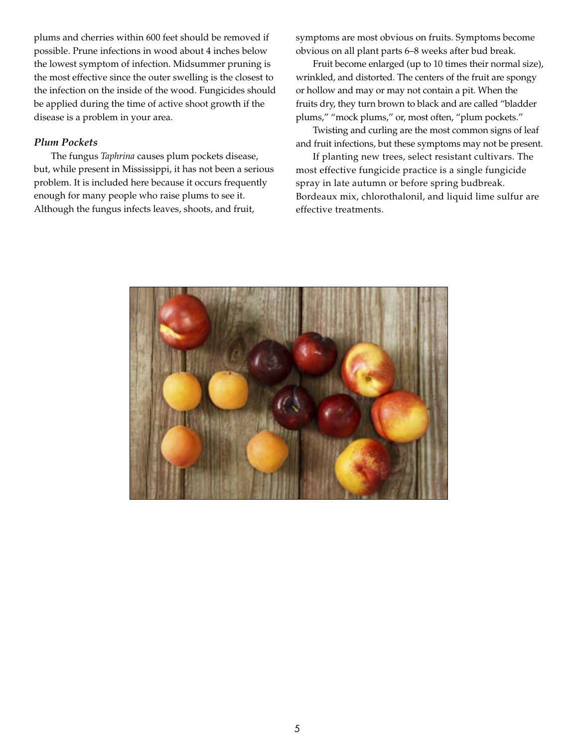plums and cherries within 600 feet should be removed if possible. Prune infections in wood about 4 inches below the lowest symptom of infection. Midsummer pruning is the most effective since the outer swelling is the closest to the infection on the inside of the wood. Fungicides should be applied during the time of active shoot growth if the disease is a problem in your area.

### *Plum Pockets*

The fungus *Taphrina* causes plum pockets disease, but, while present in Mississippi, it has not been a serious problem. It is included here because it occurs frequently enough for many people who raise plums to see it. Although the fungus infects leaves, shoots, and fruit, symptoms are most obvious on fruits. Symptoms become obvious on all plant parts 6–8 weeks after bud break.

Fruit become enlarged (up to 10 times their normal size), wrinkled, and distorted. The centers of the fruit are spongy or hollow and may or may not contain a pit. When the fruits dry, they turn brown to black and are called "bladder plums," "mock plums," or, most often, "plum pockets."

Twisting and curling are the most common signs of leaf and fruit infections, but these symptoms may not be present.

If planting new trees, select resistant cultivars. The most effective fungicide practice is a single fungicide spray in late autumn or before spring budbreak. Bordeaux mix, chlorothalonil, and liquid lime sulfur are effective treatments.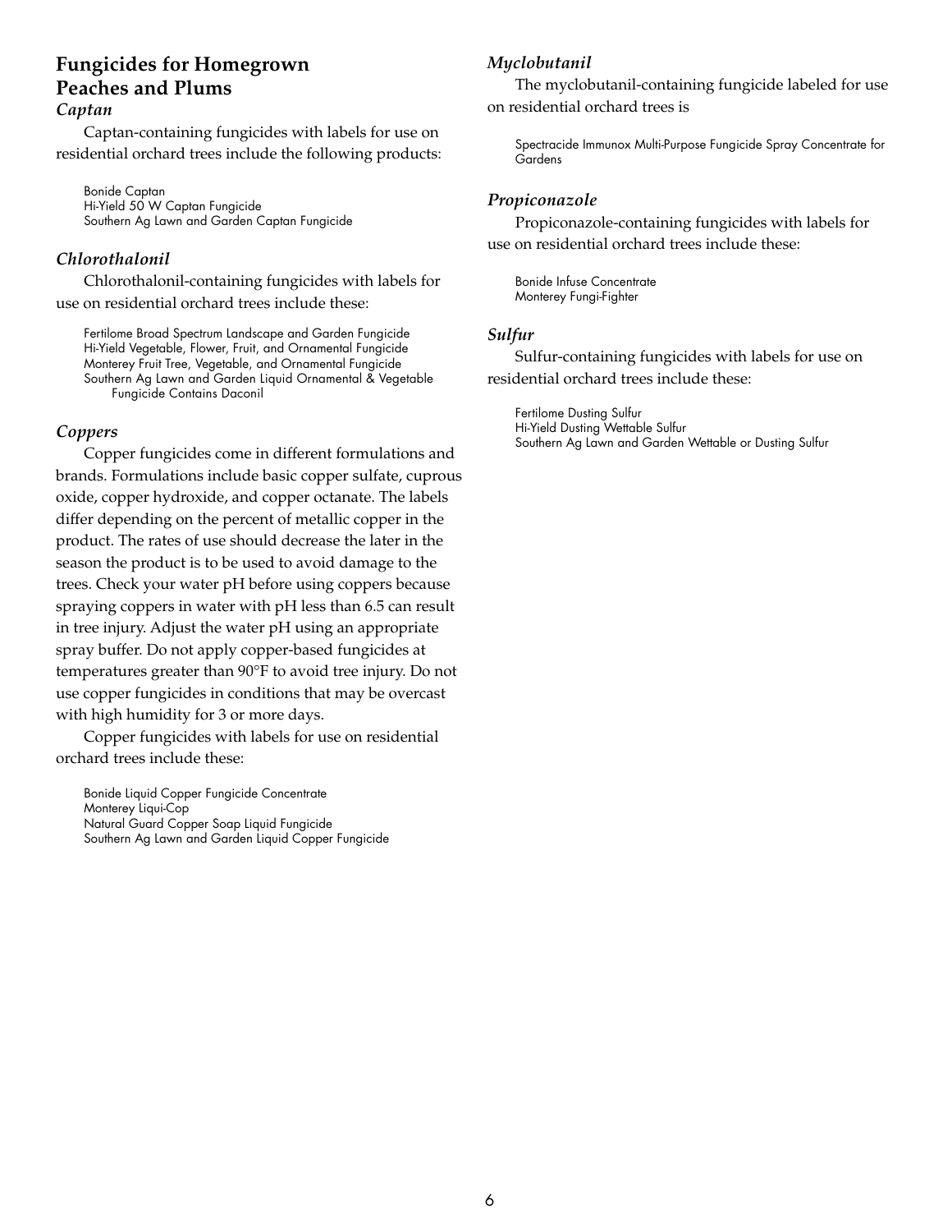## Fungicides for Homegrown Peaches and Plums

### *Captan*

Captan-containing fungicides with labels for use on residential orchard trees include the following products:

Bonide Captan
Hi-Yield 50 W Captan Fungicide
Southern Ag Lawn and Garden Captan Fungicide

### *Chlorothalonil*

Chlorothalonil-containing fungicides with labels for use on residential orchard trees include these:

Fertilome Broad Spectrum Landscape and Garden Fungicide
Hi-Yield Vegetable, Flower, Fruit, and Ornamental Fungicide
Monterey Fruit Tree, Vegetable, and Ornamental Fungicide
Southern Ag Lawn and Garden Liquid Ornamental & Vegetable Fungicide Contains Daconil

### *Coppers*

Copper fungicides come in different formulations and brands. Formulations include basic copper sulfate, cuprous oxide, copper hydroxide, and copper octanate. The labels differ depending on the percent of metallic copper in the product. The rates of use should decrease the later in the season the product is to be used to avoid damage to the trees. Check your water pH before using coppers because spraying coppers in water with pH less than 6.5 can result in tree injury. Adjust the water pH using an appropriate spray buffer. Do not apply copper-based fungicides at temperatures greater than 90°F to avoid tree injury. Do not use copper fungicides in conditions that may be overcast with high humidity for 3 or more days.

Copper fungicides with labels for use on residential orchard trees include these:

Bonide Liquid Copper Fungicide Concentrate
Monterey Liqui-Cop
Natural Guard Copper Soap Liquid Fungicide
Southern Ag Lawn and Garden Liquid Copper Fungicide

### *Myclobutanil*

The myclobutanil-containing fungicide labeled for use on residential orchard trees is

Spectracide Immunox Multi-Purpose Fungicide Spray Concentrate for Gardens

### *Propiconazole*

Propiconazole-containing fungicides with labels for use on residential orchard trees include these:

Bonide Infuse Concentrate
Monterey Fungi-Fighter

### *Sulfur*

Sulfur-containing fungicides with labels for use on residential orchard trees include these:

Fertilome Dusting Sulfur
Hi-Yield Dusting Wettable Sulfur
Southern Ag Lawn and Garden Wettable or Dusting Sulfur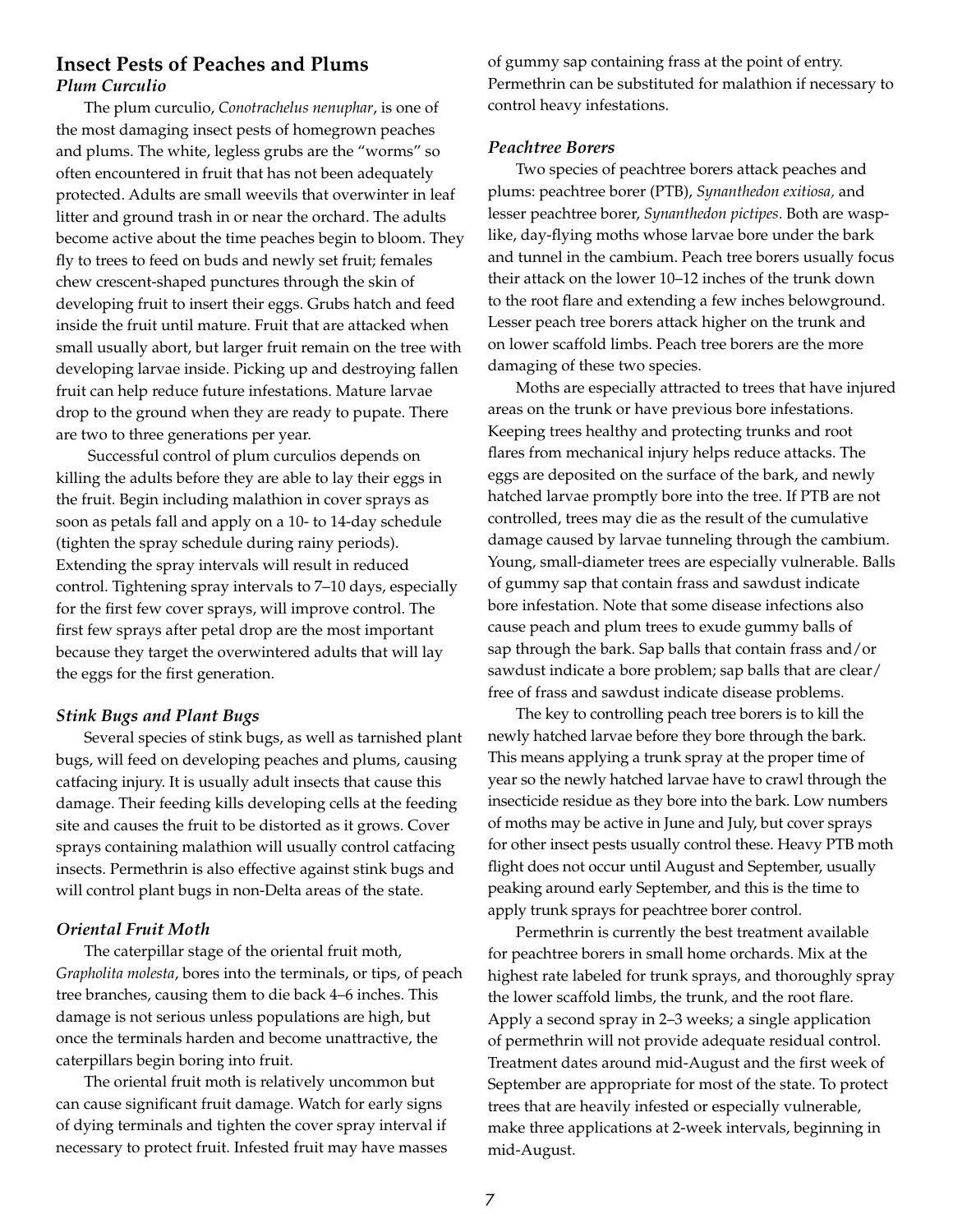## Insect Pests of Peaches and Plums

### *Plum Curculio*

The plum curculio, *Conotrachelus nenuphar*, is one of the most damaging insect pests of homegrown peaches and plums. The white, legless grubs are the "worms" so often encountered in fruit that has not been adequately protected. Adults are small weevils that overwinter in leaf litter and ground trash in or near the orchard. The adults become active about the time peaches begin to bloom. They fly to trees to feed on buds and newly set fruit; females chew crescent-shaped punctures through the skin of developing fruit to insert their eggs. Grubs hatch and feed inside the fruit until mature. Fruit that are attacked when small usually abort, but larger fruit remain on the tree with developing larvae inside. Picking up and destroying fallen fruit can help reduce future infestations. Mature larvae drop to the ground when they are ready to pupate. There are two to three generations per year.

Successful control of plum curculios depends on killing the adults before they are able to lay their eggs in the fruit. Begin including malathion in cover sprays as soon as petals fall and apply on a 10- to 14-day schedule (tighten the spray schedule during rainy periods). Extending the spray intervals will result in reduced control. Tightening spray intervals to 7–10 days, especially for the first few cover sprays, will improve control. The first few sprays after petal drop are the most important because they target the overwintered adults that will lay the eggs for the first generation.

### *Stink Bugs and Plant Bugs*

Several species of stink bugs, as well as tarnished plant bugs, will feed on developing peaches and plums, causing catfacing injury. It is usually adult insects that cause this damage. Their feeding kills developing cells at the feeding site and causes the fruit to be distorted as it grows. Cover sprays containing malathion will usually control catfacing insects. Permethrin is also effective against stink bugs and will control plant bugs in non-Delta areas of the state.

### *Oriental Fruit Moth*

The caterpillar stage of the oriental fruit moth, *Grapholita molesta*, bores into the terminals, or tips, of peach tree branches, causing them to die back 4–6 inches. This damage is not serious unless populations are high, but once the terminals harden and become unattractive, the caterpillars begin boring into fruit.

The oriental fruit moth is relatively uncommon but can cause significant fruit damage. Watch for early signs of dying terminals and tighten the cover spray interval if necessary to protect fruit. Infested fruit may have masses of gummy sap containing frass at the point of entry. Permethrin can be substituted for malathion if necessary to control heavy infestations.

### *Peachtree Borers*

Two species of peachtree borers attack peaches and plums: peachtree borer (PTB), *Synanthedon exitiosa,* and lesser peachtree borer, *Synanthedon pictipes*. Both are wasp-like, day-flying moths whose larvae bore under the bark and tunnel in the cambium. Peach tree borers usually focus their attack on the lower 10–12 inches of the trunk down to the root flare and extending a few inches belowground. Lesser peach tree borers attack higher on the trunk and on lower scaffold limbs. Peach tree borers are the more damaging of these two species.

Moths are especially attracted to trees that have injured areas on the trunk or have previous bore infestations. Keeping trees healthy and protecting trunks and root flares from mechanical injury helps reduce attacks. The eggs are deposited on the surface of the bark, and newly hatched larvae promptly bore into the tree. If PTB are not controlled, trees may die as the result of the cumulative damage caused by larvae tunneling through the cambium. Young, small-diameter trees are especially vulnerable. Balls of gummy sap that contain frass and sawdust indicate bore infestation. Note that some disease infections also cause peach and plum trees to exude gummy balls of sap through the bark. Sap balls that contain frass and/or sawdust indicate a bore problem; sap balls that are clear/free of frass and sawdust indicate disease problems.

The key to controlling peach tree borers is to kill the newly hatched larvae before they bore through the bark. This means applying a trunk spray at the proper time of year so the newly hatched larvae have to crawl through the insecticide residue as they bore into the bark. Low numbers of moths may be active in June and July, but cover sprays for other insect pests usually control these. Heavy PTB moth flight does not occur until August and September, usually peaking around early September, and this is the time to apply trunk sprays for peachtree borer control.

Permethrin is currently the best treatment available for peachtree borers in small home orchards. Mix at the highest rate labeled for trunk sprays, and thoroughly spray the lower scaffold limbs, the trunk, and the root flare. Apply a second spray in 2–3 weeks; a single application of permethrin will not provide adequate residual control. Treatment dates around mid-August and the first week of September are appropriate for most of the state. To protect trees that are heavily infested or especially vulnerable, make three applications at 2-week intervals, beginning in mid-August.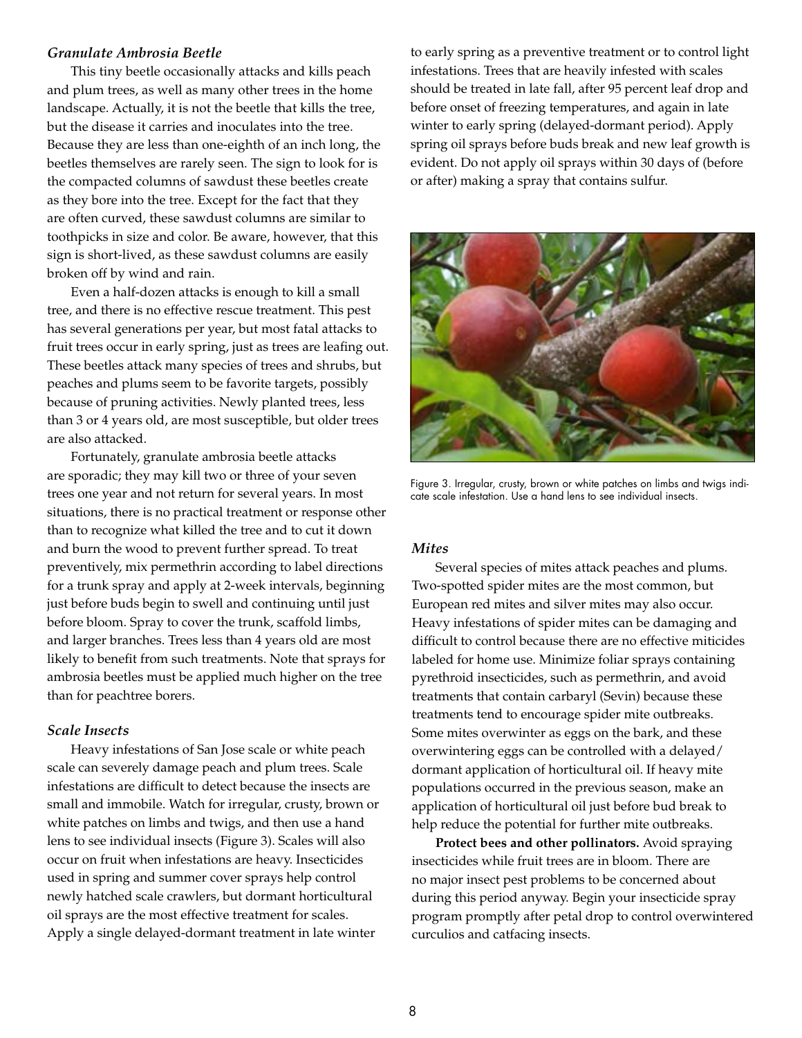### *Granulate Ambrosia Beetle*

This tiny beetle occasionally attacks and kills peach and plum trees, as well as many other trees in the home landscape. Actually, it is not the beetle that kills the tree, but the disease it carries and inoculates into the tree. Because they are less than one-eighth of an inch long, the beetles themselves are rarely seen. The sign to look for is the compacted columns of sawdust these beetles create as they bore into the tree. Except for the fact that they are often curved, these sawdust columns are similar to toothpicks in size and color. Be aware, however, that this sign is short-lived, as these sawdust columns are easily broken off by wind and rain.

Even a half-dozen attacks is enough to kill a small tree, and there is no effective rescue treatment. This pest has several generations per year, but most fatal attacks to fruit trees occur in early spring, just as trees are leafing out. These beetles attack many species of trees and shrubs, but peaches and plums seem to be favorite targets, possibly because of pruning activities. Newly planted trees, less than 3 or 4 years old, are most susceptible, but older trees are also attacked.

Fortunately, granulate ambrosia beetle attacks are sporadic; they may kill two or three of your seven trees one year and not return for several years. In most situations, there is no practical treatment or response other than to recognize what killed the tree and to cut it down and burn the wood to prevent further spread. To treat preventively, mix permethrin according to label directions for a trunk spray and apply at 2-week intervals, beginning just before buds begin to swell and continuing until just before bloom. Spray to cover the trunk, scaffold limbs, and larger branches. Trees less than 4 years old are most likely to benefit from such treatments. Note that sprays for ambrosia beetles must be applied much higher on the tree than for peachtree borers.

### *Scale Insects*

Heavy infestations of San Jose scale or white peach scale can severely damage peach and plum trees. Scale infestations are difficult to detect because the insects are small and immobile. Watch for irregular, crusty, brown or white patches on limbs and twigs, and then use a hand lens to see individual insects (Figure 3). Scales will also occur on fruit when infestations are heavy. Insecticides used in spring and summer cover sprays help control newly hatched scale crawlers, but dormant horticultural oil sprays are the most effective treatment for scales. Apply a single delayed-dormant treatment in late winter to early spring as a preventive treatment or to control light infestations. Trees that are heavily infested with scales should be treated in late fall, after 95 percent leaf drop and before onset of freezing temperatures, and again in late winter to early spring (delayed-dormant period). Apply spring oil sprays before buds break and new leaf growth is evident. Do not apply oil sprays within 30 days of (before or after) making a spray that contains sulfur.

Figure 3. Irregular, crusty, brown or white patches on limbs and twigs indicate scale infestation. Use a hand lens to see individual insects.

### *Mites*

Several species of mites attack peaches and plums. Two-spotted spider mites are the most common, but European red mites and silver mites may also occur. Heavy infestations of spider mites can be damaging and difficult to control because there are no effective miticides labeled for home use. Minimize foliar sprays containing pyrethroid insecticides, such as permethrin, and avoid treatments that contain carbaryl (Sevin) because these treatments tend to encourage spider mite outbreaks. Some mites overwinter as eggs on the bark, and these overwintering eggs can be controlled with a delayed/dormant application of horticultural oil. If heavy mite populations occurred in the previous season, make an application of horticultural oil just before bud break to help reduce the potential for further mite outbreaks.

**Protect bees and other pollinators.** Avoid spraying insecticides while fruit trees are in bloom. There are no major insect pest problems to be concerned about during this period anyway. Begin your insecticide spray program promptly after petal drop to control overwintered curculios and catfacing insects.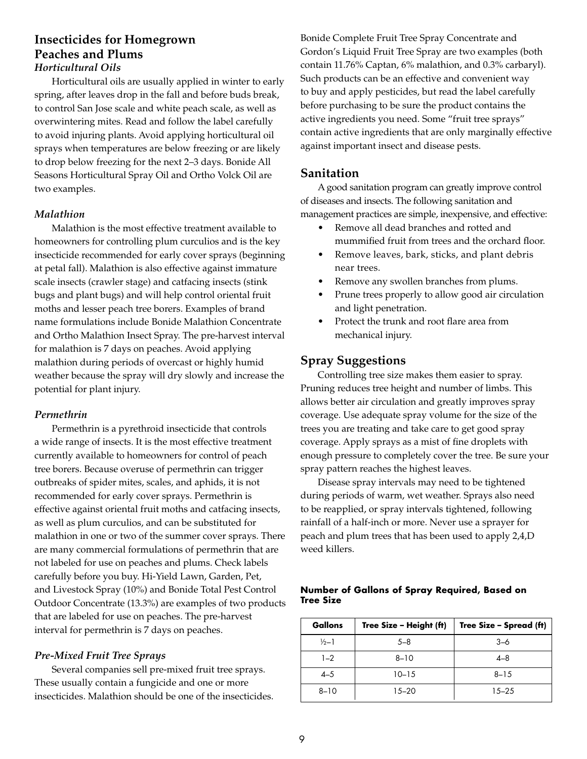## Insecticides for Homegrown Peaches and Plums

### *Horticultural Oils*

Horticultural oils are usually applied in winter to early spring, after leaves drop in the fall and before buds break, to control San Jose scale and white peach scale, as well as overwintering mites. Read and follow the label carefully to avoid injuring plants. Avoid applying horticultural oil sprays when temperatures are below freezing or are likely to drop below freezing for the next 2–3 days. Bonide All Seasons Horticultural Spray Oil and Ortho Volck Oil are two examples.

### *Malathion*

Malathion is the most effective treatment available to homeowners for controlling plum curculios and is the key insecticide recommended for early cover sprays (beginning at petal fall). Malathion is also effective against immature scale insects (crawler stage) and catfacing insects (stink bugs and plant bugs) and will help control oriental fruit moths and lesser peach tree borers. Examples of brand name formulations include Bonide Malathion Concentrate and Ortho Malathion Insect Spray. The pre-harvest interval for malathion is 7 days on peaches. Avoid applying malathion during periods of overcast or highly humid weather because the spray will dry slowly and increase the potential for plant injury.

### *Permethrin*

Permethrin is a pyrethroid insecticide that controls a wide range of insects. It is the most effective treatment currently available to homeowners for control of peach tree borers. Because overuse of permethrin can trigger outbreaks of spider mites, scales, and aphids, it is not recommended for early cover sprays. Permethrin is effective against oriental fruit moths and catfacing insects, as well as plum curculios, and can be substituted for malathion in one or two of the summer cover sprays. There are many commercial formulations of permethrin that are not labeled for use on peaches and plums. Check labels carefully before you buy. Hi-Yield Lawn, Garden, Pet, and Livestock Spray (10%) and Bonide Total Pest Control Outdoor Concentrate (13.3%) are examples of two products that are labeled for use on peaches. The pre-harvest interval for permethrin is 7 days on peaches.

### *Pre-Mixed Fruit Tree Sprays*

Several companies sell pre-mixed fruit tree sprays. These usually contain a fungicide and one or more insecticides. Malathion should be one of the insecticides. Bonide Complete Fruit Tree Spray Concentrate and Gordon's Liquid Fruit Tree Spray are two examples (both contain 11.76% Captan, 6% malathion, and 0.3% carbaryl). Such products can be an effective and convenient way to buy and apply pesticides, but read the label carefully before purchasing to be sure the product contains the active ingredients you need. Some "fruit tree sprays" contain active ingredients that are only marginally effective against important insect and disease pests.

## Sanitation

A good sanitation program can greatly improve control of diseases and insects. The following sanitation and management practices are simple, inexpensive, and effective:

- Remove all dead branches and rotted and mummified fruit from trees and the orchard floor.
- Remove leaves, bark, sticks, and plant debris near trees.
- Remove any swollen branches from plums.
- Prune trees properly to allow good air circulation and light penetration.
- Protect the trunk and root flare area from mechanical injury.

## Spray Suggestions

Controlling tree size makes them easier to spray. Pruning reduces tree height and number of limbs. This allows better air circulation and greatly improves spray coverage. Use adequate spray volume for the size of the trees you are treating and take care to get good spray coverage. Apply sprays as a mist of fine droplets with enough pressure to completely cover the tree. Be sure your spray pattern reaches the highest leaves.

Disease spray intervals may need to be tightened during periods of warm, wet weather. Sprays also need to be reapplied, or spray intervals tightened, following rainfall of a half-inch or more. Never use a sprayer for peach and plum trees that has been used to apply 2,4,D weed killers.

**Number of Gallons of Spray Required, Based on Tree Size**

| Gallons | Tree Size – Height (ft) | Tree Size – Spread (ft) |
|---|---|---|
| ½–1 | 5–8 | 3–6 |
| 1–2 | 8–10 | 4–8 |
| 4–5 | 10–15 | 8–15 |
| 8–10 | 15–20 | 15–25 |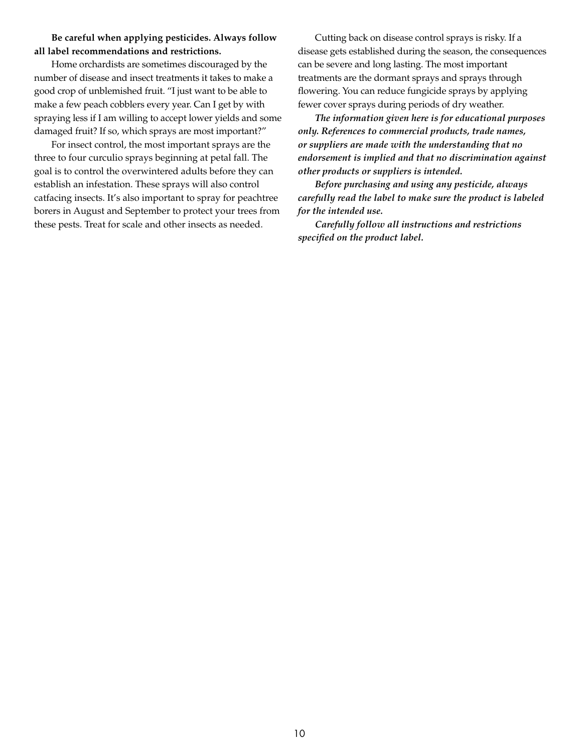**Be careful when applying pesticides. Always follow all label recommendations and restrictions.**

Home orchardists are sometimes discouraged by the number of disease and insect treatments it takes to make a good crop of unblemished fruit. "I just want to be able to make a few peach cobblers every year. Can I get by with spraying less if I am willing to accept lower yields and some damaged fruit? If so, which sprays are most important?"

For insect control, the most important sprays are the three to four curculio sprays beginning at petal fall. The goal is to control the overwintered adults before they can establish an infestation. These sprays will also control catfacing insects. It's also important to spray for peachtree borers in August and September to protect your trees from these pests. Treat for scale and other insects as needed.

Cutting back on disease control sprays is risky. If a disease gets established during the season, the consequences can be severe and long lasting. The most important treatments are the dormant sprays and sprays through flowering. You can reduce fungicide sprays by applying fewer cover sprays during periods of dry weather.

***The information given here is for educational purposes only. References to commercial products, trade names, or suppliers are made with the understanding that no endorsement is implied and that no discrimination against other products or suppliers is intended.***

***Before purchasing and using any pesticide, always carefully read the label to make sure the product is labeled for the intended use.***

***Carefully follow all instructions and restrictions specified on the product label.***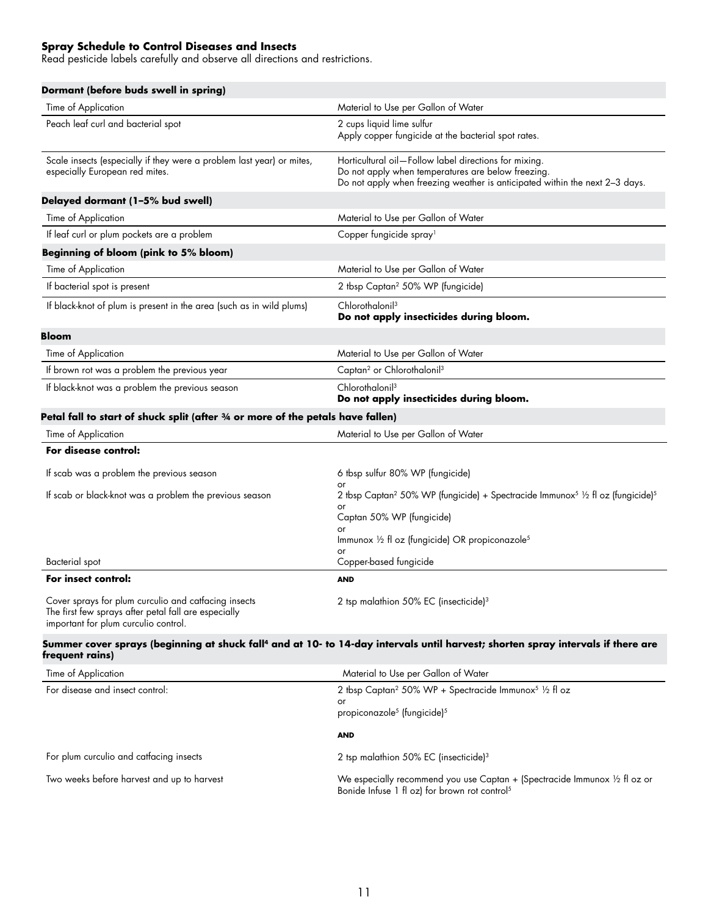**Spray Schedule to Control Diseases and Insects**

Read pesticide labels carefully and observe all directions and restrictions.

**Dormant (before buds swell in spring)**

| Time of Application | Material to Use per Gallon of Water |
|---|---|
| Peach leaf curl and bacterial spot | 2 cups liquid lime sulfur<br>Apply copper fungicide at the bacterial spot rates. |
| Scale insects (especially if they were a problem last year) or mites, especially European red mites. | Horticultural oil—Follow label directions for mixing.<br>Do not apply when temperatures are below freezing.<br>Do not apply when freezing weather is anticipated within the next 2–3 days. |

**Delayed dormant (1–5% bud swell)**

| Time of Application | Material to Use per Gallon of Water |
|---|---|
| If leaf curl or plum pockets are a problem | Copper fungicide spray[1] |

**Beginning of bloom (pink to 5% bloom)**

| Time of Application | Material to Use per Gallon of Water |
|---|---|
| If bacterial spot is present | 2 tbsp Captan[2] 50% WP (fungicide) |
| If black-knot of plum is present in the area (such as in wild plums) | Chlorothalonil[3]<br>**Do not apply insecticides during bloom.** |

**Bloom**

| Time of Application | Material to Use per Gallon of Water |
|---|---|
| If brown rot was a problem the previous year | Captan[2] or Chlorothalonil[3] |
| If black-knot was a problem the previous season | Chlorothalonil[3]<br>**Do not apply insecticides during bloom.** |

**Petal fall to start of shuck split (after ¾ or more of the petals have fallen)**

| Time of Application | Material to Use per Gallon of Water |
|---|---|
| **For disease control:** | |
| If scab was a problem the previous season | 6 tbsp sulfur 80% WP (fungicide)<br>or |
| If scab or black-knot was a problem the previous season | 2 tbsp Captan[2] 50% WP (fungicide) + Spectracide Immunox[5] ½ fl oz (fungicide)[5]<br>or<br>Captan 50% WP (fungicide)<br>or<br>Immunox ½ fl oz (fungicide) OR propiconazole[5]<br>or |
| Bacterial spot | Copper-based fungicide |
| **For insect control:** | **AND** |
| Cover sprays for plum curculio and catfacing insects<br>The first few sprays after petal fall are especially important for plum curculio control. | 2 tsp malathion 50% EC (insecticide)[3] |

**Summer cover sprays (beginning at shuck fall[4] and at 10- to 14-day intervals until harvest; shorten spray intervals if there are frequent rains)**

| Time of Application | Material to Use per Gallon of Water |
|---|---|
| For disease and insect control: | 2 tbsp Captan[2] 50% WP + Spectracide Immunox[5] ½ fl oz<br>or<br>propiconazole[5] (fungicide)[5]<br><br>**AND** |
| For plum curculio and catfacing insects | 2 tsp malathion 50% EC (insecticide)[3] |
| Two weeks before harvest and up to harvest | We especially recommend you use Captan + (Spectracide Immunox ½ fl oz or Bonide Infuse 1 fl oz) for brown rot control[5] |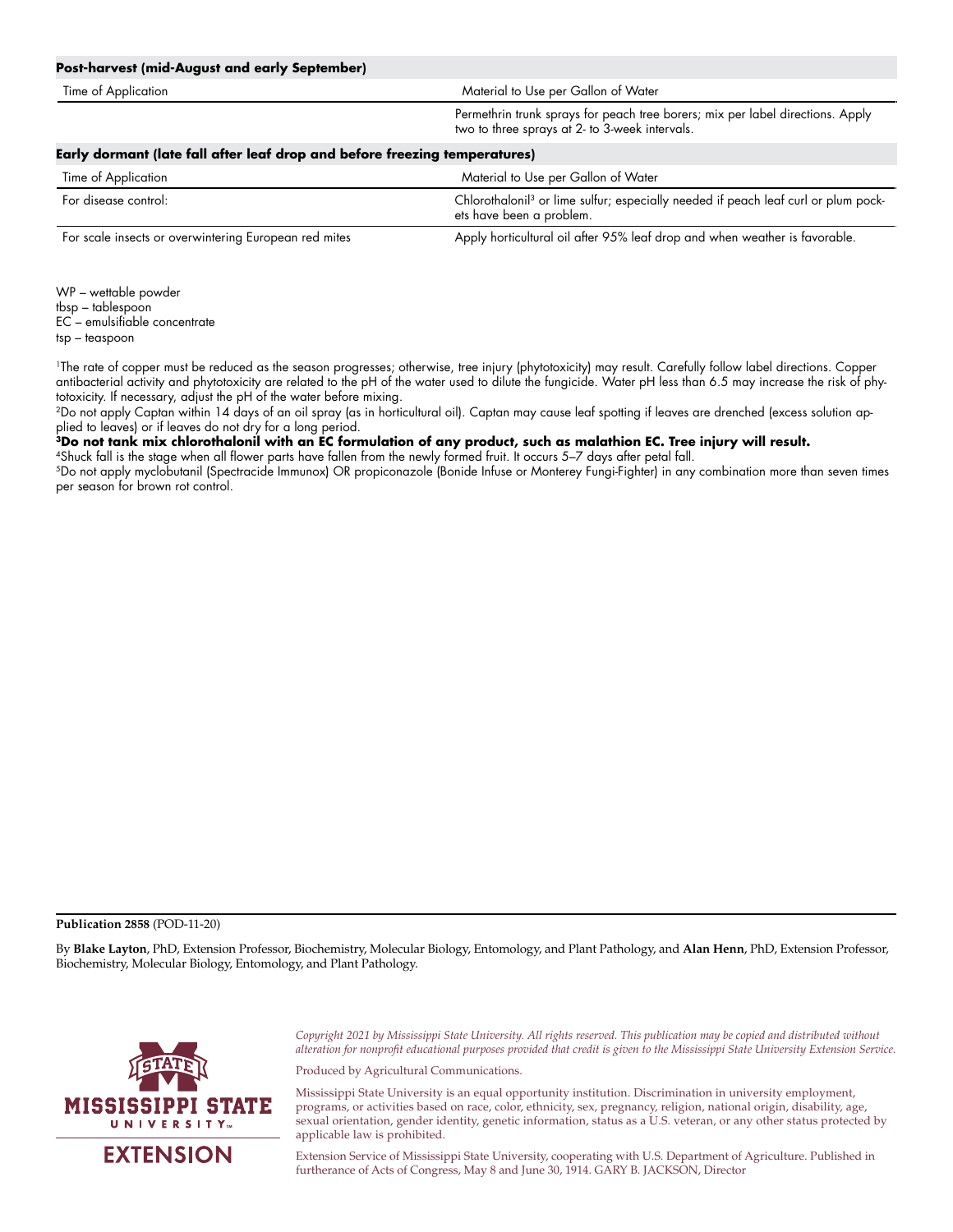**Post-harvest (mid-August and early September)**

| Time of Application | Material to Use per Gallon of Water |
|---|---|
| | Permethrin trunk sprays for peach tree borers; mix per label directions. Apply two to three sprays at 2- to 3-week intervals. |

**Early dormant (late fall after leaf drop and before freezing temperatures)**

| Time of Application | Material to Use per Gallon of Water |
|---|---|
| For disease control: | Chlorothalonil[3] or lime sulfur; especially needed if peach leaf curl or plum pockets have been a problem. |
| For scale insects or overwintering European red mites | Apply horticultural oil after 95% leaf drop and when weather is favorable. |

WP – wettable powder
tbsp – tablespoon
EC – emulsifiable concentrate
tsp – teaspoon

[1]The rate of copper must be reduced as the season progresses; otherwise, tree injury (phytotoxicity) may result. Carefully follow label directions. Copper antibacterial activity and phytotoxicity are related to the pH of the water used to dilute the fungicide. Water pH less than 6.5 may increase the risk of phytotoxicity. If necessary, adjust the pH of the water before mixing.

[2]Do not apply Captan within 14 days of an oil spray (as in horticultural oil). Captan may cause leaf spotting if leaves are drenched (excess solution applied to leaves) or if leaves do not dry for a long period.

**[3]Do not tank mix chlorothalonil with an EC formulation of any product, such as malathion EC. Tree injury will result.**

[4]Shuck fall is the stage when all flower parts have fallen from the newly formed fruit. It occurs 5–7 days after petal fall.

[5]Do not apply myclobutanil (Spectracide Immunox) OR propiconazole (Bonide Infuse or Monterey Fungi-Fighter) in any combination more than seven times per season for brown rot control.

**Publication 2858** (POD-11-20)

By **Blake Layton**, PhD, Extension Professor, Biochemistry, Molecular Biology, Entomology, and Plant Pathology, and **Alan Henn**, PhD, Extension Professor, Biochemistry, Molecular Biology, Entomology, and Plant Pathology.

MISSISSIPPI STATE UNIVERSITY EXTENSION

*Copyright 2021 by Mississippi State University. All rights reserved. This publication may be copied and distributed without alteration for nonprofit educational purposes provided that credit is given to the Mississippi State University Extension Service.*

Produced by Agricultural Communications.

Mississippi State University is an equal opportunity institution. Discrimination in university employment, programs, or activities based on race, color, ethnicity, sex, pregnancy, religion, national origin, disability, age, sexual orientation, gender identity, genetic information, status as a U.S. veteran, or any other status protected by applicable law is prohibited.

Extension Service of Mississippi State University, cooperating with U.S. Department of Agriculture. Published in furtherance of Acts of Congress, May 8 and June 30, 1914. GARY B. JACKSON, Director